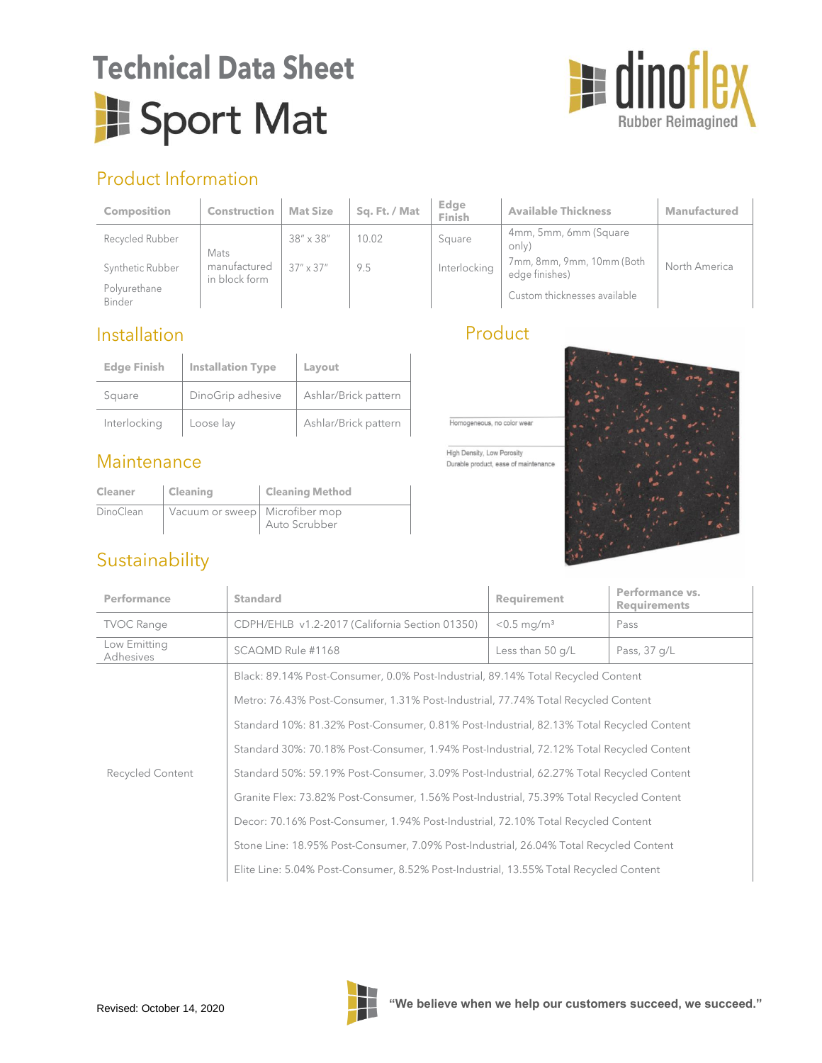# Technical Data Sheet

# Sport Mat

dinoflex
Rubber Reimagined

## Product Information

| Composition | Construction | Mat Size | Sq. Ft. / Mat | Edge Finish | Available Thickness | Manufactured |
|---|---|---|---|---|---|---|
| Recycled Rubber | Mats manufactured in block form | 38" x 38" | 10.02 | Square | 4mm, 5mm, 6mm (Square only) | North America |
| Synthetic Rubber | | 37" x 37" | 9.5 | Interlocking | 7mm, 8mm, 9mm, 10mm (Both edge finishes) | |
| Polyurethane Binder | | | | | Custom thicknesses available | |

## Installation

| Edge Finish | Installation Type | Layout |
|---|---|---|
| Square | DinoGrip adhesive | Ashlar/Brick pattern |
| Interlocking | Loose lay | Ashlar/Brick pattern |

## Maintenance

| Cleaner | Cleaning | Cleaning Method |
|---|---|---|
| DinoClean | Vacuum or sweep | Microfiber mop<br>Auto Scrubber |

## Product

Homogeneous, no color wear

High Density, Low Porosity
Durable product, ease of maintenance

## Sustainability

| Performance | Standard | Requirement | Performance vs. Requirements |
|---|---|---|---|
| TVOC Range | CDPH/EHLB v1.2-2017 (California Section 01350) | <0.5 mg/m³ | Pass |
| Low Emitting Adhesives | SCAQMD Rule #1168 | Less than 50 g/L | Pass, 37 g/L |
| Recycled Content | Black: 89.14% Post-Consumer, 0.0% Post-Industrial, 89.14% Total Recycled Content | | |
| | Metro: 76.43% Post-Consumer, 1.31% Post-Industrial, 77.74% Total Recycled Content | | |
| | Standard 10%: 81.32% Post-Consumer, 0.81% Post-Industrial, 82.13% Total Recycled Content | | |
| | Standard 30%: 70.18% Post-Consumer, 1.94% Post-Industrial, 72.12% Total Recycled Content | | |
| | Standard 50%: 59.19% Post-Consumer, 3.09% Post-Industrial, 62.27% Total Recycled Content | | |
| | Granite Flex: 73.82% Post-Consumer, 1.56% Post-Industrial, 75.39% Total Recycled Content | | |
| | Decor: 70.16% Post-Consumer, 1.94% Post-Industrial, 72.10% Total Recycled Content | | |
| | Stone Line: 18.95% Post-Consumer, 7.09% Post-Industrial, 26.04% Total Recycled Content | | |
| | Elite Line: 5.04% Post-Consumer, 8.52% Post-Industrial, 13.55% Total Recycled Content | | |

Revised: October 14, 2020

**"We believe when we help our customers succeed, we succeed."**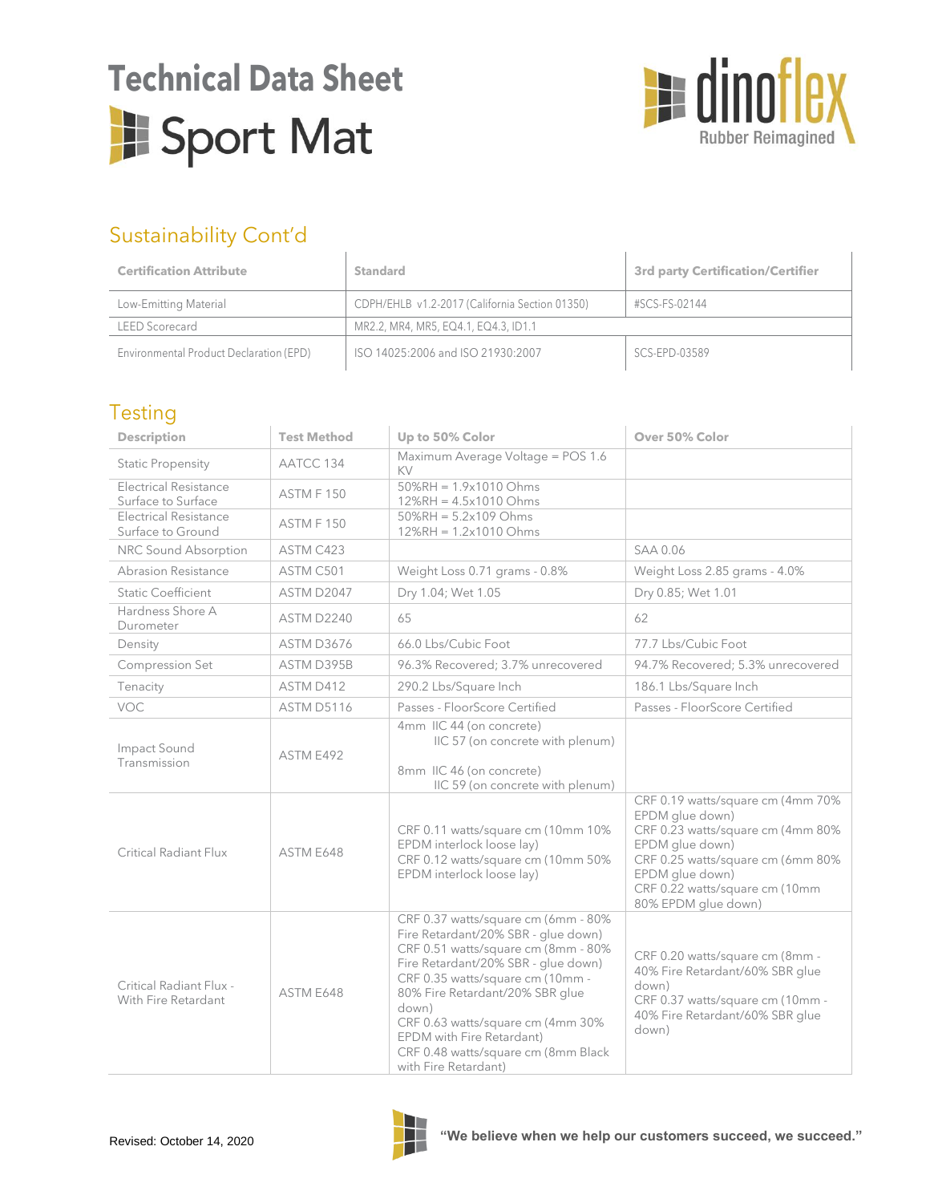# Technical Data Sheet

## Sport Mat

dinoflex Rubber Reimagined

## Sustainability Cont'd

| Certification Attribute | Standard | 3rd party Certification/Certifier |
|---|---|---|
| Low-Emitting Material | CDPH/EHLB v1.2-2017 (California Section 01350) | #SCS-FS-02144 |
| LEED Scorecard | MR2.2, MR4, MR5, EQ4.1, EQ4.3, ID1.1 | |
| Environmental Product Declaration (EPD) | ISO 14025:2006 and ISO 21930:2007 | SCS-EPD-03589 |

## Testing

| Description | Test Method | Up to 50% Color | Over 50% Color |
|---|---|---|---|
| Static Propensity | AATCC 134 | Maximum Average Voltage = POS 1.6 KV | |
| Electrical Resistance Surface to Surface | ASTM F 150 | 50%RH = 1.9x1010 Ohms<br>12%RH = 4.5x1010 Ohms | |
| Electrical Resistance Surface to Ground | ASTM F 150 | 50%RH = 5.2x109 Ohms<br>12%RH = 1.2x1010 Ohms | |
| NRC Sound Absorption | ASTM C423 | | SAA 0.06 |
| Abrasion Resistance | ASTM C501 | Weight Loss 0.71 grams - 0.8% | Weight Loss 2.85 grams - 4.0% |
| Static Coefficient | ASTM D2047 | Dry 1.04; Wet 1.05 | Dry 0.85; Wet 1.01 |
| Hardness Shore A Durometer | ASTM D2240 | 65 | 62 |
| Density | ASTM D3676 | 66.0 Lbs/Cubic Foot | 77.7 Lbs/Cubic Foot |
| Compression Set | ASTM D395B | 96.3% Recovered; 3.7% unrecovered | 94.7% Recovered; 5.3% unrecovered |
| Tenacity | ASTM D412 | 290.2 Lbs/Square Inch | 186.1 Lbs/Square Inch |
| VOC | ASTM D5116 | Passes - FloorScore Certified | Passes - FloorScore Certified |
| Impact Sound Transmission | ASTM E492 | 4mm IIC 44 (on concrete)<br>IIC 57 (on concrete with plenum)<br>8mm IIC 46 (on concrete)<br>IIC 59 (on concrete with plenum) | |
| Critical Radiant Flux | ASTM E648 | CRF 0.11 watts/square cm (10mm 10% EPDM interlock loose lay)<br>CRF 0.12 watts/square cm (10mm 50% EPDM interlock loose lay) | CRF 0.19 watts/square cm (4mm 70% EPDM glue down)<br>CRF 0.23 watts/square cm (4mm 80% EPDM glue down)<br>CRF 0.25 watts/square cm (6mm 80% EPDM glue down)<br>CRF 0.22 watts/square cm (10mm 80% EPDM glue down) |
| Critical Radiant Flux - With Fire Retardant | ASTM E648 | CRF 0.37 watts/square cm (6mm - 80% Fire Retardant/20% SBR - glue down)<br>CRF 0.51 watts/square cm (8mm - 80% Fire Retardant/20% SBR - glue down)<br>CRF 0.35 watts/square cm (10mm - 80% Fire Retardant/20% SBR glue down)<br>CRF 0.63 watts/square cm (4mm 30% EPDM with Fire Retardant)<br>CRF 0.48 watts/square cm (8mm Black with Fire Retardant) | CRF 0.20 watts/square cm (8mm - 40% Fire Retardant/60% SBR glue down)<br>CRF 0.37 watts/square cm (10mm - 40% Fire Retardant/60% SBR glue down) |

Revised: October 14, 2020

**"We believe when we help our customers succeed, we succeed."**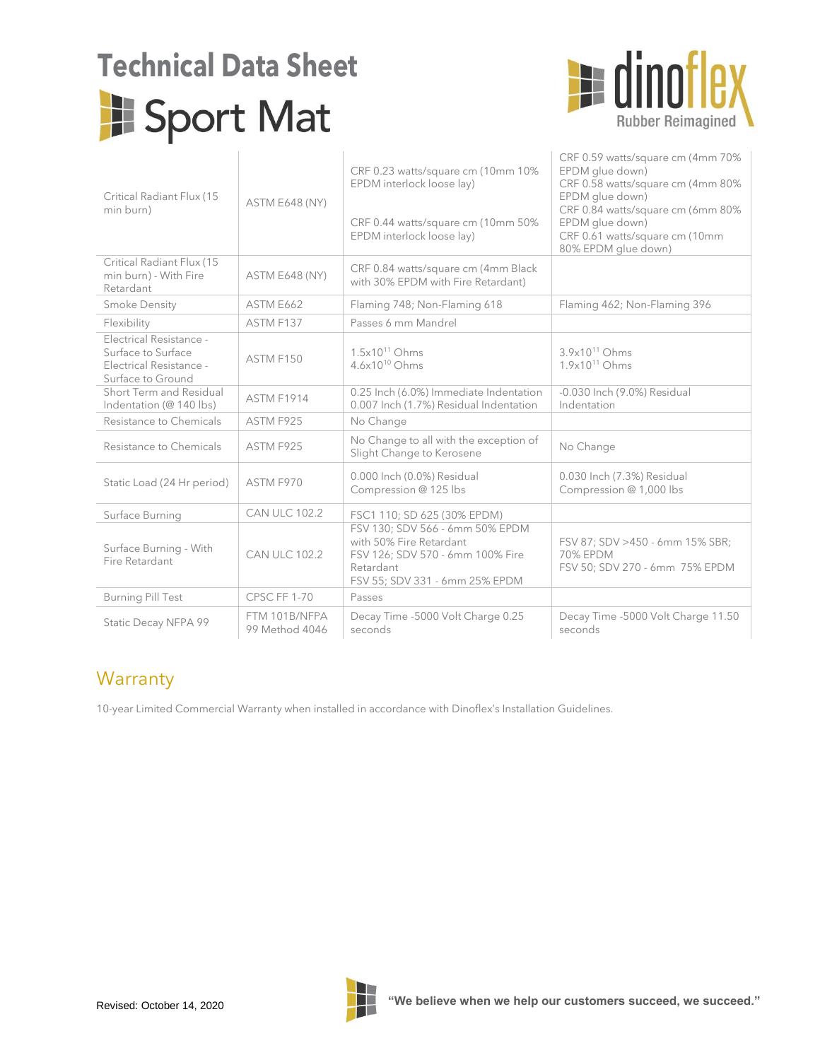# Technical Data Sheet

## Sport Mat

| | | | |
|---|---|---|---|
| Critical Radiant Flux (15 min burn) | ASTM E648 (NY) | CRF 0.23 watts/square cm (10mm 10% EPDM interlock loose lay)<br><br>CRF 0.44 watts/square cm (10mm 50% EPDM interlock loose lay) | CRF 0.59 watts/square cm (4mm 70% EPDM glue down)<br>CRF 0.58 watts/square cm (4mm 80% EPDM glue down)<br>CRF 0.84 watts/square cm (6mm 80% EPDM glue down)<br>CRF 0.61 watts/square cm (10mm 80% EPDM glue down) |
| Critical Radiant Flux (15 min burn) - With Fire Retardant | ASTM E648 (NY) | CRF 0.84 watts/square cm (4mm Black with 30% EPDM with Fire Retardant) | |
| Smoke Density | ASTM E662 | Flaming 748; Non-Flaming 618 | Flaming 462; Non-Flaming 396 |
| Flexibility | ASTM F137 | Passes 6 mm Mandrel | |
| Electrical Resistance - Surface to Surface<br>Electrical Resistance - Surface to Ground | ASTM F150 | $1.5 \times 10^{11}$ Ohms<br>$4.6 \times 10^{10}$ Ohms | $3.9 \times 10^{11}$ Ohms<br>$1.9 \times 10^{11}$ Ohms |
| Short Term and Residual Indentation (@ 140 lbs) | ASTM F1914 | 0.25 Inch (6.0%) Immediate Indentation<br>0.007 Inch (1.7%) Residual Indentation | -0.030 Inch (9.0%) Residual Indentation |
| Resistance to Chemicals | ASTM F925 | No Change | |
| Resistance to Chemicals | ASTM F925 | No Change to all with the exception of Slight Change to Kerosene | No Change |
| Static Load (24 Hr period) | ASTM F970 | 0.000 Inch (0.0%) Residual Compression @ 125 lbs | 0.030 Inch (7.3%) Residual Compression @ 1,000 lbs |
| Surface Burning | CAN ULC 102.2 | FSC1 110; SD 625 (30% EPDM) | |
| Surface Burning - With Fire Retardant | CAN ULC 102.2 | FSV 130; SDV 566 - 6mm 50% EPDM with 50% Fire Retardant<br>FSV 126; SDV 570 - 6mm 100% Fire Retardant<br>FSV 55; SDV 331 - 6mm 25% EPDM | FSV 87; SDV >450 - 6mm 15% SBR; 70% EPDM<br>FSV 50; SDV 270 - 6mm 75% EPDM |
| Burning Pill Test | CPSC FF 1-70 | Passes | |
| Static Decay NFPA 99 | FTM 101B/NFPA 99 Method 4046 | Decay Time -5000 Volt Charge 0.25 seconds | Decay Time -5000 Volt Charge 11.50 seconds |

## Warranty

10-year Limited Commercial Warranty when installed in accordance with Dinoflex's Installation Guidelines.

Revised: October 14, 2020

**"We believe when we help our customers succeed, we succeed."**